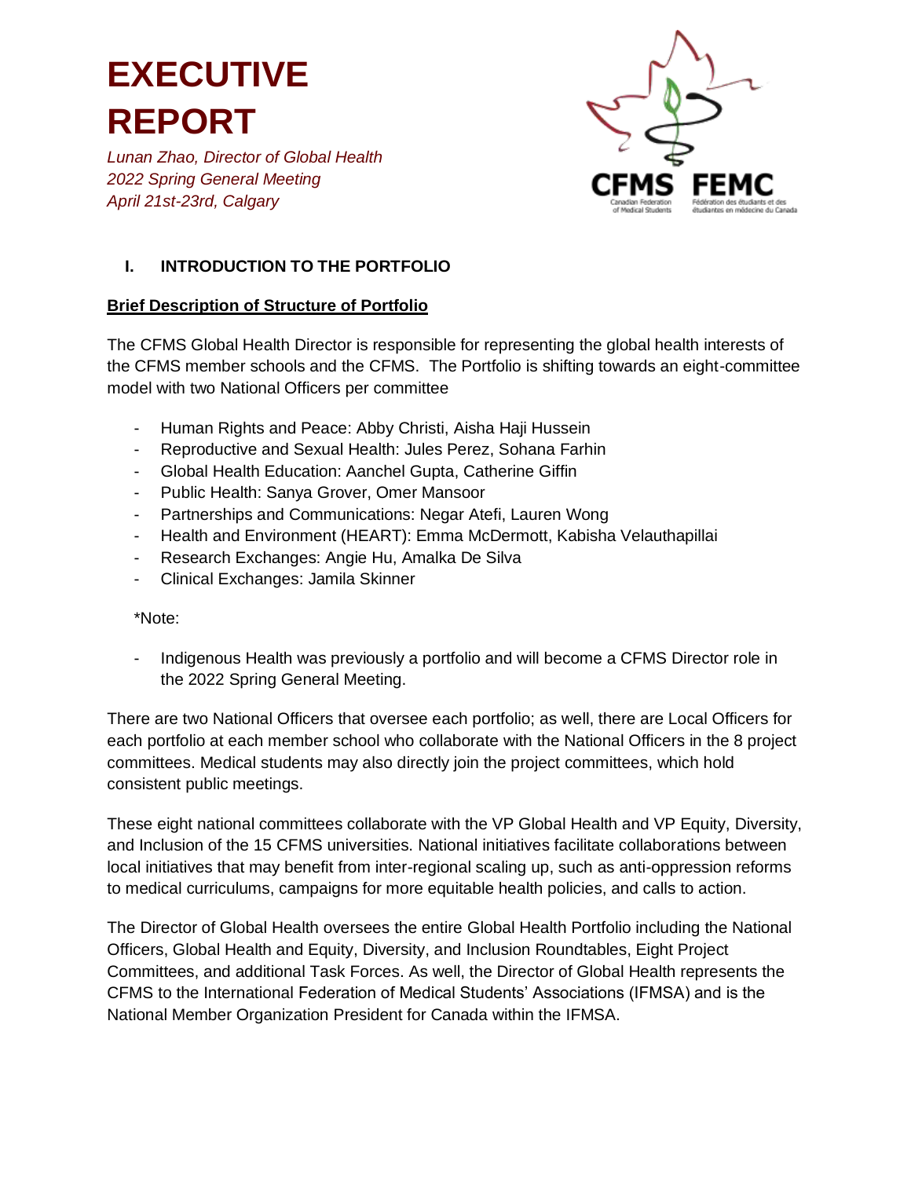# EXECUTIVE REPORT

*Lunan Zhao, Director of Global Health*
*2022 Spring General Meeting*
*April 21st-23rd, Calgary*

## I. INTRODUCTION TO THE PORTFOLIO

**Brief Description of Structure of Portfolio**

The CFMS Global Health Director is responsible for representing the global health interests of the CFMS member schools and the CFMS. The Portfolio is shifting towards an eight-committee model with two National Officers per committee

- Human Rights and Peace: Abby Christi, Aisha Haji Hussein
- Reproductive and Sexual Health: Jules Perez, Sohana Farhin
- Global Health Education: Aanchel Gupta, Catherine Giffin
- Public Health: Sanya Grover, Omer Mansoor
- Partnerships and Communications: Negar Atefi, Lauren Wong
- Health and Environment (HEART): Emma McDermott, Kabisha Velauthapillai
- Research Exchanges: Angie Hu, Amalka De Silva
- Clinical Exchanges: Jamila Skinner

*Note:

- Indigenous Health was previously a portfolio and will become a CFMS Director role in the 2022 Spring General Meeting.

There are two National Officers that oversee each portfolio; as well, there are Local Officers for each portfolio at each member school who collaborate with the National Officers in the 8 project committees. Medical students may also directly join the project committees, which hold consistent public meetings.

These eight national committees collaborate with the VP Global Health and VP Equity, Diversity, and Inclusion of the 15 CFMS universities. National initiatives facilitate collaborations between local initiatives that may benefit from inter-regional scaling up, such as anti-oppression reforms to medical curriculums, campaigns for more equitable health policies, and calls to action.

The Director of Global Health oversees the entire Global Health Portfolio including the National Officers, Global Health and Equity, Diversity, and Inclusion Roundtables, Eight Project Committees, and additional Task Forces. As well, the Director of Global Health represents the CFMS to the International Federation of Medical Students' Associations (IFMSA) and is the National Member Organization President for Canada within the IFMSA.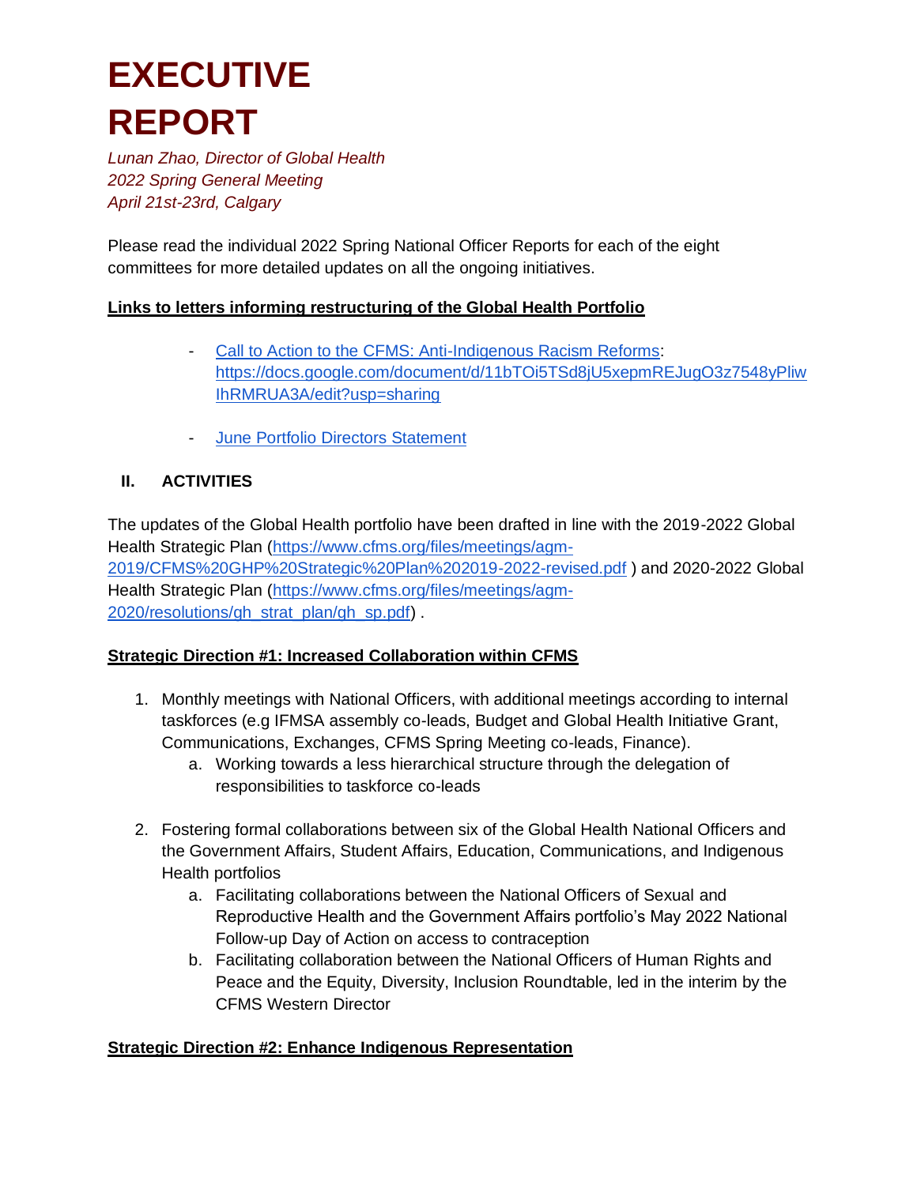# EXECUTIVE REPORT

*Lunan Zhao, Director of Global Health*
*2022 Spring General Meeting*
*April 21st-23rd, Calgary*

Please read the individual 2022 Spring National Officer Reports for each of the eight committees for more detailed updates on all the ongoing initiatives.

**Links to letters informing restructuring of the Global Health Portfolio**

- [Call to Action to the CFMS: Anti-Indigenous Racism Reforms](https://docs.google.com/document/d/11bTOi5TSd8jU5xepmREJugO3z7548yPliwIhRMRUA3A/edit?usp=sharing): https://docs.google.com/document/d/11bTOi5TSd8jU5xepmREJugO3z7548yPliwIhRMRUA3A/edit?usp=sharing

- June Portfolio Directors Statement

## II. ACTIVITIES

The updates of the Global Health portfolio have been drafted in line with the 2019-2022 Global Health Strategic Plan (https://www.cfms.org/files/meetings/agm-2019/CFMS%20GHP%20Strategic%20Plan%202019-2022-revised.pdf ) and 2020-2022 Global Health Strategic Plan (https://www.cfms.org/files/meetings/agm-2020/resolutions/gh_strat_plan/gh_sp.pdf) .

**Strategic Direction #1: Increased Collaboration within CFMS**

1. Monthly meetings with National Officers, with additional meetings according to internal taskforces (e.g IFMSA assembly co-leads, Budget and Global Health Initiative Grant, Communications, Exchanges, CFMS Spring Meeting co-leads, Finance).
    a. Working towards a less hierarchical structure through the delegation of responsibilities to taskforce co-leads

2. Fostering formal collaborations between six of the Global Health National Officers and the Government Affairs, Student Affairs, Education, Communications, and Indigenous Health portfolios
    a. Facilitating collaborations between the National Officers of Sexual and Reproductive Health and the Government Affairs portfolio's May 2022 National Follow-up Day of Action on access to contraception
    b. Facilitating collaboration between the National Officers of Human Rights and Peace and the Equity, Diversity, Inclusion Roundtable, led in the interim by the CFMS Western Director

**Strategic Direction #2: Enhance Indigenous Representation**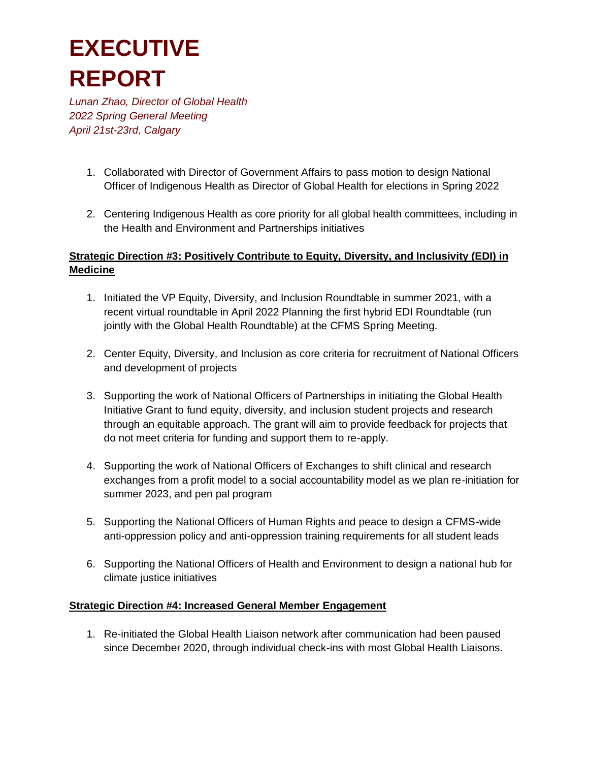# EXECUTIVE REPORT

*Lunan Zhao, Director of Global Health*
*2022 Spring General Meeting*
*April 21st-23rd, Calgary*

1. Collaborated with Director of Government Affairs to pass motion to design National Officer of Indigenous Health as Director of Global Health for elections in Spring 2022

2. Centering Indigenous Health as core priority for all global health committees, including in the Health and Environment and Partnerships initiatives

**Strategic Direction #3: Positively Contribute to Equity, Diversity, and Inclusivity (EDI) in Medicine**

1. Initiated the VP Equity, Diversity, and Inclusion Roundtable in summer 2021, with a recent virtual roundtable in April 2022 Planning the first hybrid EDI Roundtable (run jointly with the Global Health Roundtable) at the CFMS Spring Meeting.

2. Center Equity, Diversity, and Inclusion as core criteria for recruitment of National Officers and development of projects

3. Supporting the work of National Officers of Partnerships in initiating the Global Health Initiative Grant to fund equity, diversity, and inclusion student projects and research through an equitable approach. The grant will aim to provide feedback for projects that do not meet criteria for funding and support them to re-apply.

4. Supporting the work of National Officers of Exchanges to shift clinical and research exchanges from a profit model to a social accountability model as we plan re-initiation for summer 2023, and pen pal program

5. Supporting the National Officers of Human Rights and peace to design a CFMS-wide anti-oppression policy and anti-oppression training requirements for all student leads

6. Supporting the National Officers of Health and Environment to design a national hub for climate justice initiatives

**Strategic Direction #4: Increased General Member Engagement**

1. Re-initiated the Global Health Liaison network after communication had been paused since December 2020, through individual check-ins with most Global Health Liaisons.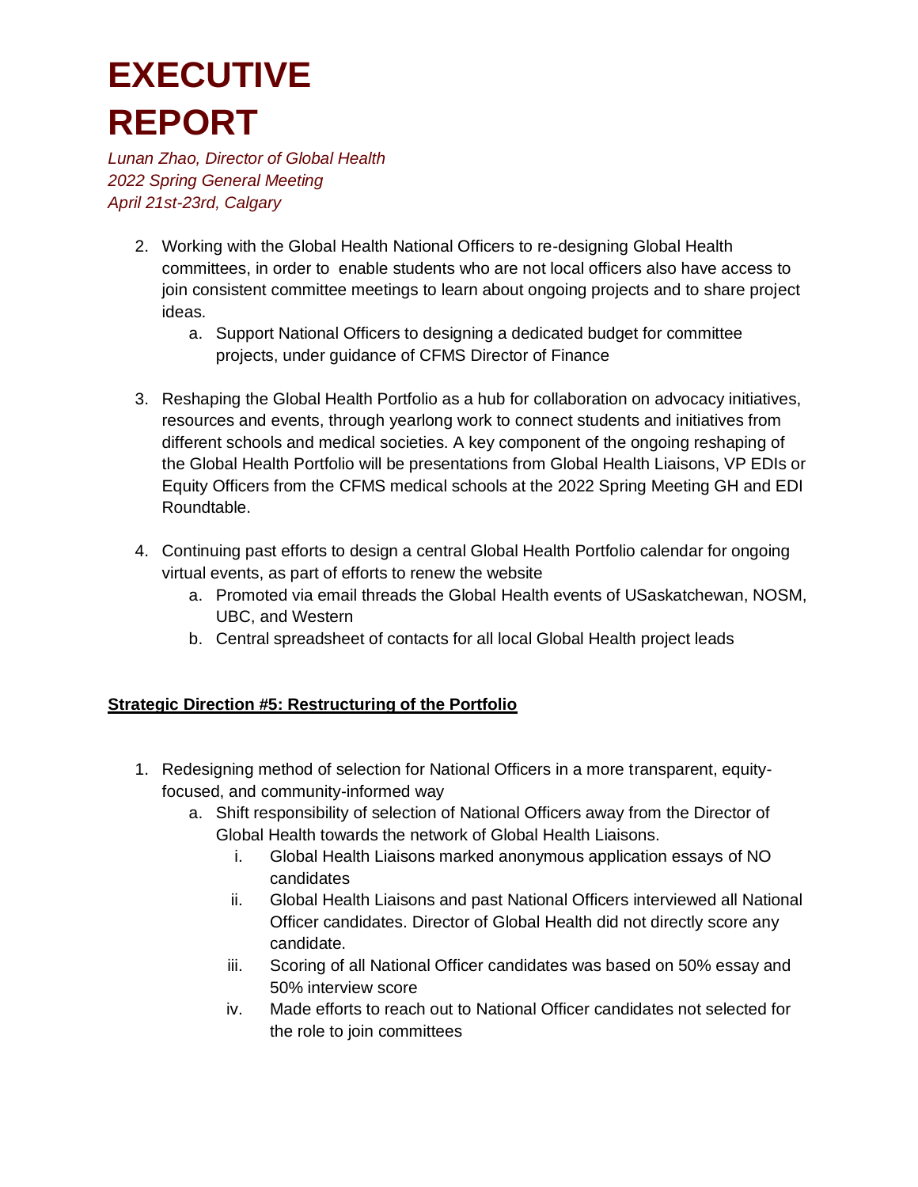// Page header repeated across pages? It's the executive report header; include as it's on this page probably repeated on every page. Likely running header. I'll omit? It's a title... Hmm.

# EXECUTIVE REPORT

*Lunan Zhao, Director of Global Health*
*2022 Spring General Meeting*
*April 21st-23rd, Calgary*

2. Working with the Global Health National Officers to re-designing Global Health committees, in order to enable students who are not local officers also have access to join consistent committee meetings to learn about ongoing projects and to share project ideas.
    a. Support National Officers to designing a dedicated budget for committee projects, under guidance of CFMS Director of Finance

3. Reshaping the Global Health Portfolio as a hub for collaboration on advocacy initiatives, resources and events, through yearlong work to connect students and initiatives from different schools and medical societies. A key component of the ongoing reshaping of the Global Health Portfolio will be presentations from Global Health Liaisons, VP EDIs or Equity Officers from the CFMS medical schools at the 2022 Spring Meeting GH and EDI Roundtable.

4. Continuing past efforts to design a central Global Health Portfolio calendar for ongoing virtual events, as part of efforts to renew the website
    a. Promoted via email threads the Global Health events of USaskatchewan, NOSM, UBC, and Western
    b. Central spreadsheet of contacts for all local Global Health project leads

**Strategic Direction #5: Restructuring of the Portfolio**

1. Redesigning method of selection for National Officers in a more transparent, equity-focused, and community-informed way
    a. Shift responsibility of selection of National Officers away from the Director of Global Health towards the network of Global Health Liaisons.
        i. Global Health Liaisons marked anonymous application essays of NO candidates
        ii. Global Health Liaisons and past National Officers interviewed all National Officer candidates. Director of Global Health did not directly score any candidate.
        iii. Scoring of all National Officer candidates was based on 50% essay and 50% interview score
        iv. Made efforts to reach out to National Officer candidates not selected for the role to join committees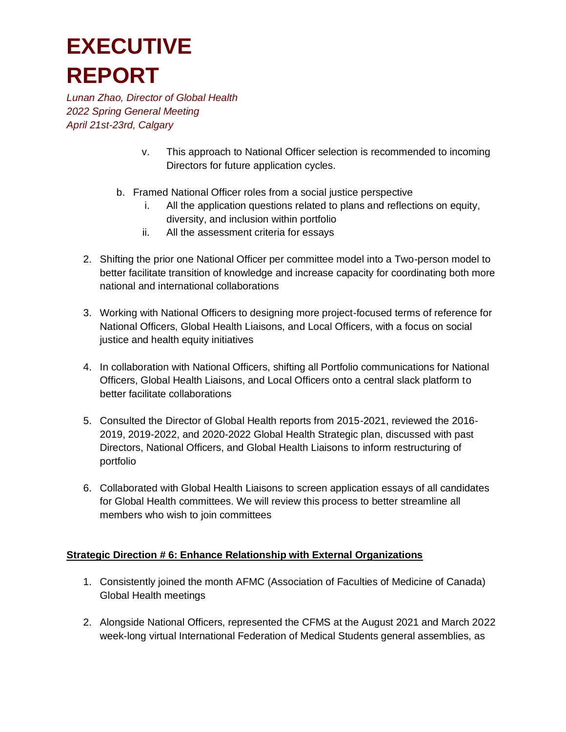# EXECUTIVE REPORT

*Lunan Zhao, Director of Global Health*
*2022 Spring General Meeting*
*April 21st-23rd, Calgary*

v. This approach to National Officer selection is recommended to incoming Directors for future application cycles.

b. Framed National Officer roles from a social justice perspective
    i. All the application questions related to plans and reflections on equity, diversity, and inclusion within portfolio
    ii. All the assessment criteria for essays

2. Shifting the prior one National Officer per committee model into a Two-person model to better facilitate transition of knowledge and increase capacity for coordinating both more national and international collaborations

3. Working with National Officers to designing more project-focused terms of reference for National Officers, Global Health Liaisons, and Local Officers, with a focus on social justice and health equity initiatives

4. In collaboration with National Officers, shifting all Portfolio communications for National Officers, Global Health Liaisons, and Local Officers onto a central slack platform to better facilitate collaborations

5. Consulted the Director of Global Health reports from 2015-2021, reviewed the 2016-2019, 2019-2022, and 2020-2022 Global Health Strategic plan, discussed with past Directors, National Officers, and Global Health Liaisons to inform restructuring of portfolio

6. Collaborated with Global Health Liaisons to screen application essays of all candidates for Global Health committees. We will review this process to better streamline all members who wish to join committees

**Strategic Direction # 6: Enhance Relationship with External Organizations**

1. Consistently joined the month AFMC (Association of Faculties of Medicine of Canada) Global Health meetings

2. Alongside National Officers, represented the CFMS at the August 2021 and March 2022 week-long virtual International Federation of Medical Students general assemblies, as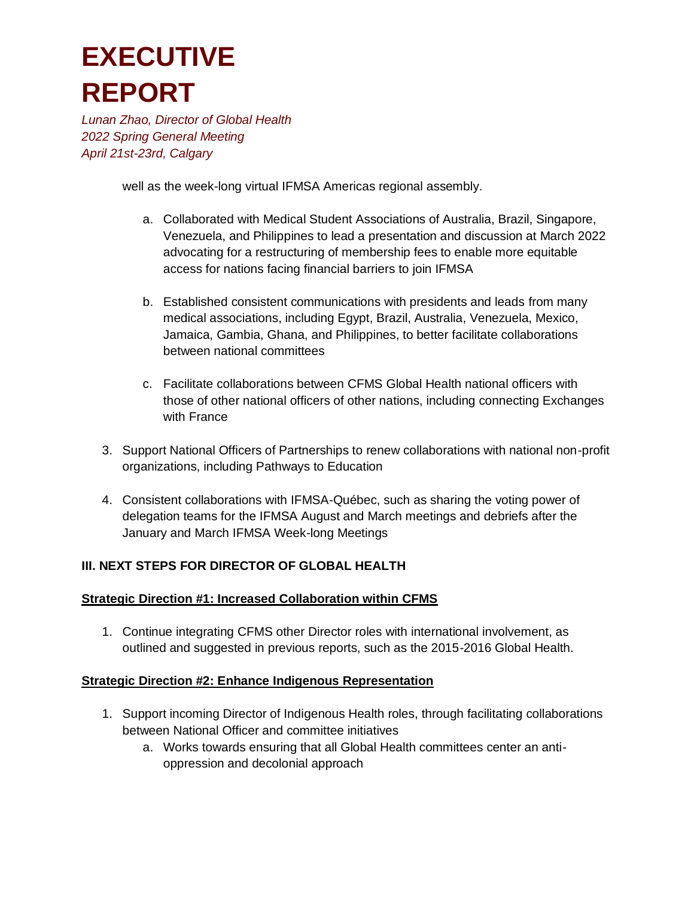well as the week-long virtual IFMSA Americas regional assembly.

a. Collaborated with Medical Student Associations of Australia, Brazil, Singapore, Venezuela, and Philippines to lead a presentation and discussion at March 2022 advocating for a restructuring of membership fees to enable more equitable access for nations facing financial barriers to join IFMSA

b. Established consistent communications with presidents and leads from many medical associations, including Egypt, Brazil, Australia, Venezuela, Mexico, Jamaica, Gambia, Ghana, and Philippines, to better facilitate collaborations between national committees

c. Facilitate collaborations between CFMS Global Health national officers with those of other national officers of other nations, including connecting Exchanges with France

3. Support National Officers of Partnerships to renew collaborations with national non-profit organizations, including Pathways to Education

4. Consistent collaborations with IFMSA-Québec, such as sharing the voting power of delegation teams for the IFMSA August and March meetings and debriefs after the January and March IFMSA Week-long Meetings

### III. NEXT STEPS FOR DIRECTOR OF GLOBAL HEALTH

**Strategic Direction #1: Increased Collaboration within CFMS**

1. Continue integrating CFMS other Director roles with international involvement, as outlined and suggested in previous reports, such as the 2015-2016 Global Health.

**Strategic Direction #2: Enhance Indigenous Representation**

1. Support incoming Director of Indigenous Health roles, through facilitating collaborations between National Officer and committee initiatives
   a. Works towards ensuring that all Global Health committees center an anti-oppression and decolonial approach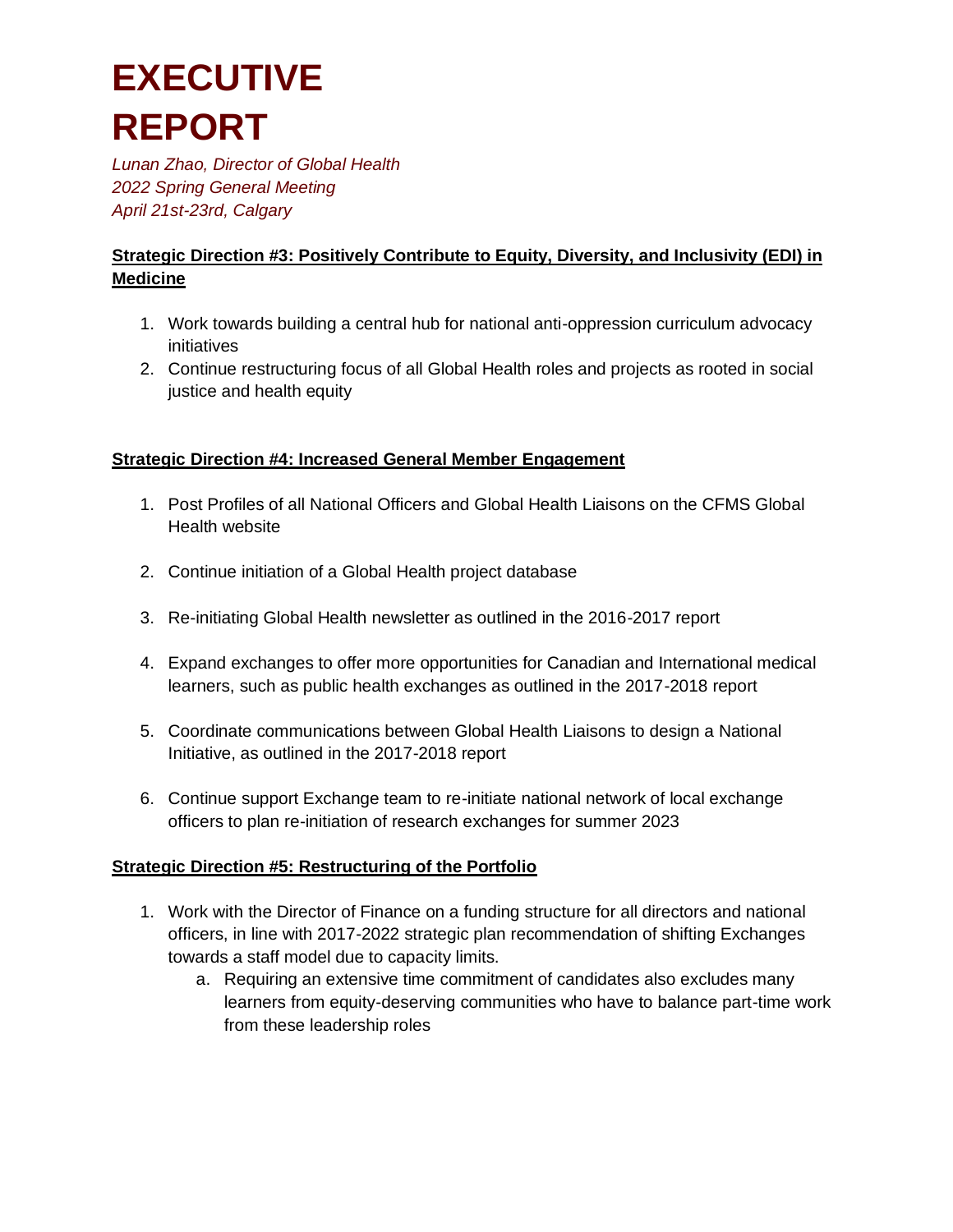# EXECUTIVE REPORT

*Lunan Zhao, Director of Global Health*
*2022 Spring General Meeting*
*April 21st-23rd, Calgary*

**Strategic Direction #3: Positively Contribute to Equity, Diversity, and Inclusivity (EDI) in Medicine**

1. Work towards building a central hub for national anti-oppression curriculum advocacy initiatives
2. Continue restructuring focus of all Global Health roles and projects as rooted in social justice and health equity

**Strategic Direction #4: Increased General Member Engagement**

1. Post Profiles of all National Officers and Global Health Liaisons on the CFMS Global Health website
2. Continue initiation of a Global Health project database
3. Re-initiating Global Health newsletter as outlined in the 2016-2017 report
4. Expand exchanges to offer more opportunities for Canadian and International medical learners, such as public health exchanges as outlined in the 2017-2018 report
5. Coordinate communications between Global Health Liaisons to design a National Initiative, as outlined in the 2017-2018 report
6. Continue support Exchange team to re-initiate national network of local exchange officers to plan re-initiation of research exchanges for summer 2023

**Strategic Direction #5: Restructuring of the Portfolio**

1. Work with the Director of Finance on a funding structure for all directors and national officers, in line with 2017-2022 strategic plan recommendation of shifting Exchanges towards a staff model due to capacity limits.
   a. Requiring an extensive time commitment of candidates also excludes many learners from equity-deserving communities who have to balance part-time work from these leadership roles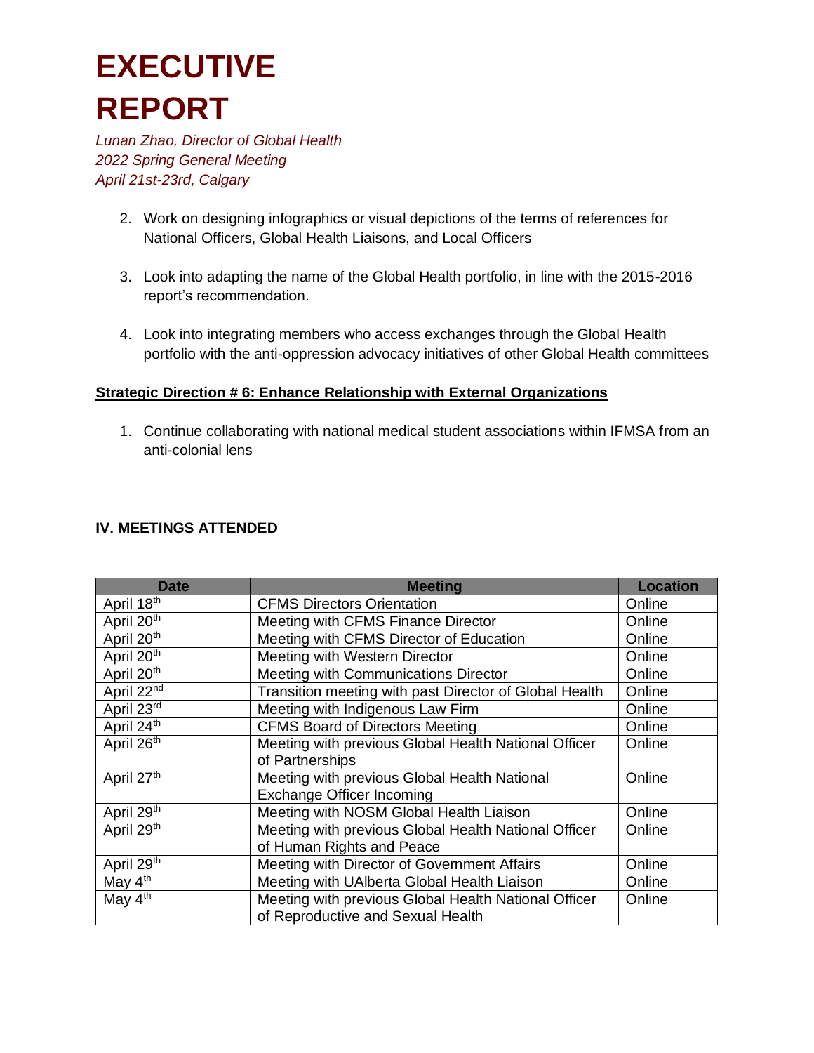# EXECUTIVE REPORT

*Lunan Zhao, Director of Global Health*
*2022 Spring General Meeting*
*April 21st-23rd, Calgary*

2. Work on designing infographics or visual depictions of the terms of references for National Officers, Global Health Liaisons, and Local Officers

3. Look into adapting the name of the Global Health portfolio, in line with the 2015-2016 report's recommendation.

4. Look into integrating members who access exchanges through the Global Health portfolio with the anti-oppression advocacy initiatives of other Global Health committees

**Strategic Direction # 6: Enhance Relationship with External Organizations**

1. Continue collaborating with national medical student associations within IFMSA from an anti-colonial lens

### IV. MEETINGS ATTENDED

| Date | Meeting | Location |
|---|---|---|
| April 18th | CFMS Directors Orientation | Online |
| April 20th | Meeting with CFMS Finance Director | Online |
| April 20th | Meeting with CFMS Director of Education | Online |
| April 20th | Meeting with Western Director | Online |
| April 20th | Meeting with Communications Director | Online |
| April 22nd | Transition meeting with past Director of Global Health | Online |
| April 23rd | Meeting with Indigenous Law Firm | Online |
| April 24th | CFMS Board of Directors Meeting | Online |
| April 26th | Meeting with previous Global Health National Officer of Partnerships | Online |
| April 27th | Meeting with previous Global Health National Exchange Officer Incoming | Online |
| April 29th | Meeting with NOSM Global Health Liaison | Online |
| April 29th | Meeting with previous Global Health National Officer of Human Rights and Peace | Online |
| April 29th | Meeting with Director of Government Affairs | Online |
| May 4th | Meeting with UAlberta Global Health Liaison | Online |
| May 4th | Meeting with previous Global Health National Officer of Reproductive and Sexual Health | Online |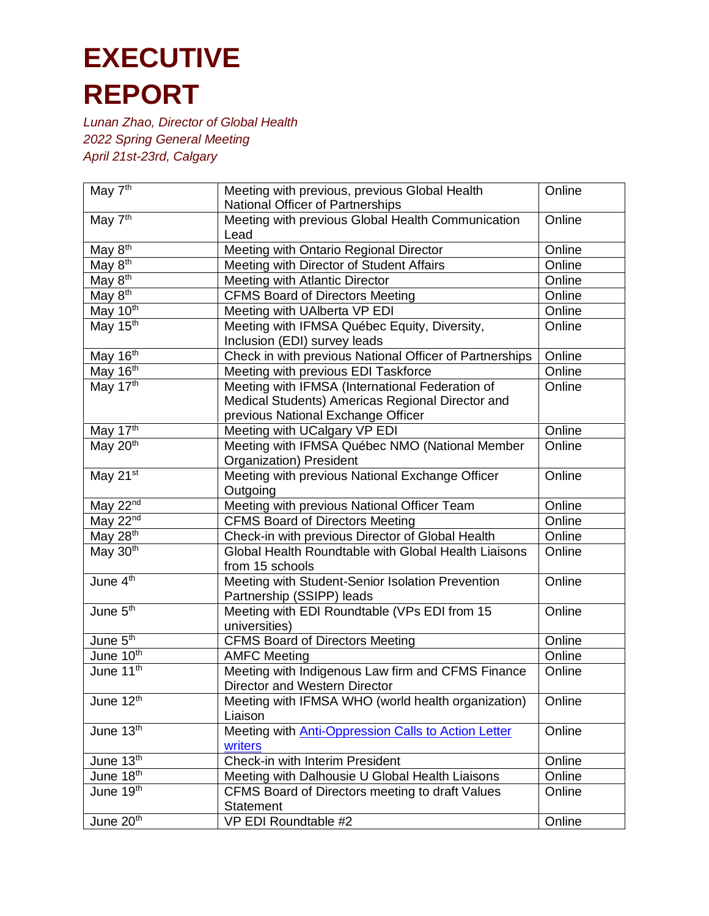# EXECUTIVE REPORT

*Lunan Zhao, Director of Global Health*
*2022 Spring General Meeting*
*April 21st-23rd, Calgary*

| | | |
|---|---|---|
| May 7th | Meeting with previous, previous Global Health National Officer of Partnerships | Online |
| May 7th | Meeting with previous Global Health Communication Lead | Online |
| May 8th | Meeting with Ontario Regional Director | Online |
| May 8th | Meeting with Director of Student Affairs | Online |
| May 8th | Meeting with Atlantic Director | Online |
| May 8th | CFMS Board of Directors Meeting | Online |
| May 10th | Meeting with UAlberta VP EDI | Online |
| May 15th | Meeting with IFMSA Québec Equity, Diversity, Inclusion (EDI) survey leads | Online |
| May 16th | Check in with previous National Officer of Partnerships | Online |
| May 16th | Meeting with previous EDI Taskforce | Online |
| May 17th | Meeting with IFMSA (International Federation of Medical Students) Americas Regional Director and previous National Exchange Officer | Online |
| May 17th | Meeting with UCalgary VP EDI | Online |
| May 20th | Meeting with IFMSA Québec NMO (National Member Organization) President | Online |
| May 21st | Meeting with previous National Exchange Officer Outgoing | Online |
| May 22nd | Meeting with previous National Officer Team | Online |
| May 22nd | CFMS Board of Directors Meeting | Online |
| May 28th | Check-in with previous Director of Global Health | Online |
| May 30th | Global Health Roundtable with Global Health Liaisons from 15 schools | Online |
| June 4th | Meeting with Student-Senior Isolation Prevention Partnership (SSIPP) leads | Online |
| June 5th | Meeting with EDI Roundtable (VPs EDI from 15 universities) | Online |
| June 5th | CFMS Board of Directors Meeting | Online |
| June 10th | AMFC Meeting | Online |
| June 11th | Meeting with Indigenous Law firm and CFMS Finance Director and Western Director | Online |
| June 12th | Meeting with IFMSA WHO (world health organization) Liaison | Online |
| June 13th | Meeting with Anti-Oppression Calls to Action Letter writers | Online |
| June 13th | Check-in with Interim President | Online |
| June 18th | Meeting with Dalhousie U Global Health Liaisons | Online |
| June 19th | CFMS Board of Directors meeting to draft Values Statement | Online |
| June 20th | VP EDI Roundtable #2 | Online |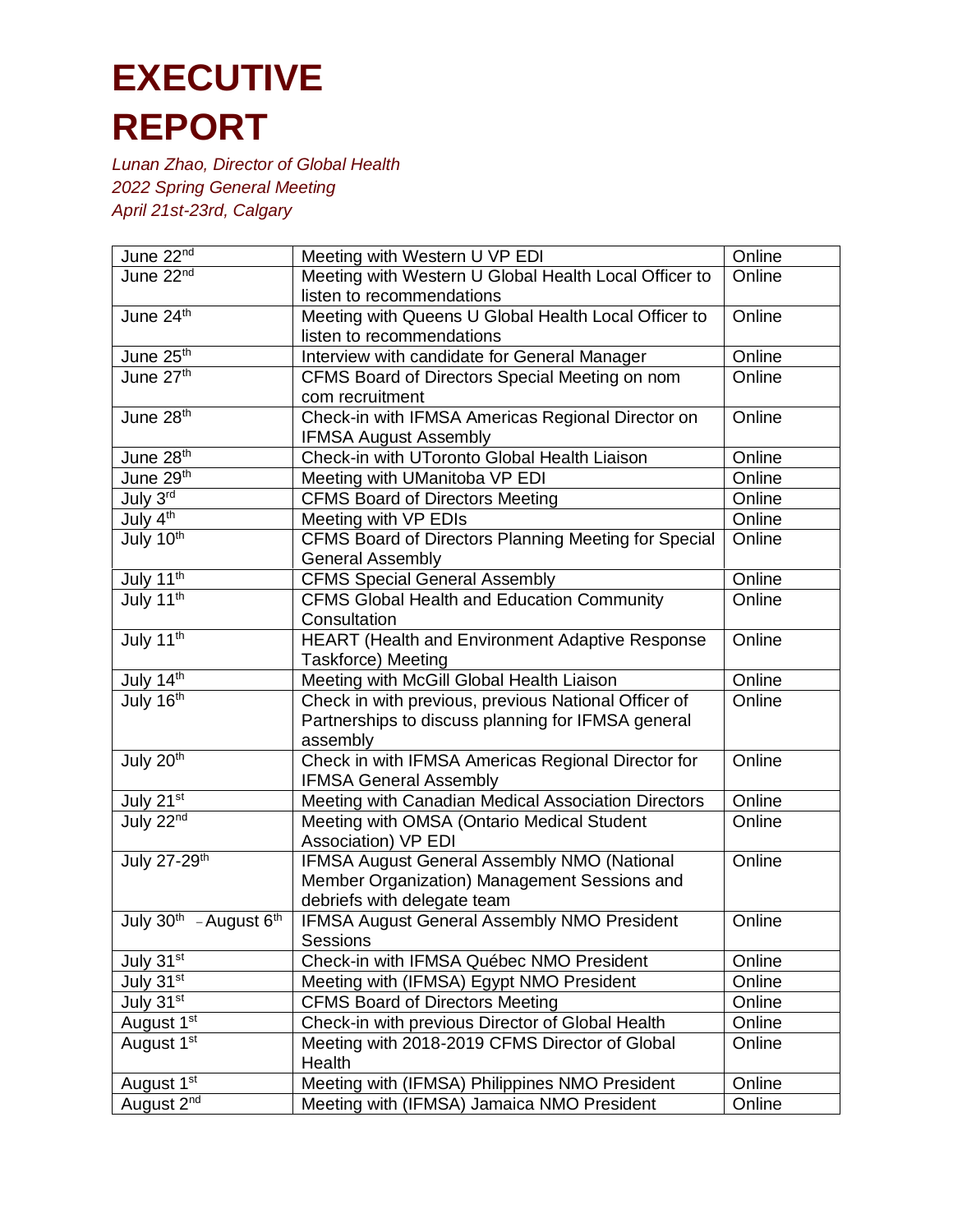# EXECUTIVE REPORT

*Lunan Zhao, Director of Global Health*
*2022 Spring General Meeting*
*April 21st-23rd, Calgary*

| | | |
|---|---|---|
| June 22nd | Meeting with Western U VP EDI | Online |
| June 22nd | Meeting with Western U Global Health Local Officer to listen to recommendations | Online |
| June 24th | Meeting with Queens U Global Health Local Officer to listen to recommendations | Online |
| June 25th | Interview with candidate for General Manager | Online |
| June 27th | CFMS Board of Directors Special Meeting on nom com recruitment | Online |
| June 28th | Check-in with IFMSA Americas Regional Director on IFMSA August Assembly | Online |
| June 28th | Check-in with UToronto Global Health Liaison | Online |
| June 29th | Meeting with UManitoba VP EDI | Online |
| July 3rd | CFMS Board of Directors Meeting | Online |
| July 4th | Meeting with VP EDIs | Online |
| July 10th | CFMS Board of Directors Planning Meeting for Special General Assembly | Online |
| July 11th | CFMS Special General Assembly | Online |
| July 11th | CFMS Global Health and Education Community Consultation | Online |
| July 11th | HEART (Health and Environment Adaptive Response Taskforce) Meeting | Online |
| July 14th | Meeting with McGill Global Health Liaison | Online |
| July 16th | Check in with previous, previous National Officer of Partnerships to discuss planning for IFMSA general assembly | Online |
| July 20th | Check in with IFMSA Americas Regional Director for IFMSA General Assembly | Online |
| July 21st | Meeting with Canadian Medical Association Directors | Online |
| July 22nd | Meeting with OMSA (Ontario Medical Student Association) VP EDI | Online |
| July 27-29th | IFMSA August General Assembly NMO (National Member Organization) Management Sessions and debriefs with delegate team | Online |
| July 30th - August 6th | IFMSA August Assembly NMO President Sessions | Online |
| July 31st | Check-in with IFMSA Québec NMO President | Online |
| July 31st | Meeting with (IFMSA) Egypt NMO President | Online |
| July 31st | CFMS Board of Directors Meeting | Online |
| August 1st | Check-in with previous Director of Global Health | Online |
| August 1st | Meeting with 2018-2019 CFMS Director of Global Health | Online |
| August 1st | Meeting with (IFMSA) Philippines NMO President | Online |
| August 2nd | Meeting with (IFMSA) Jamaica NMO President | Online |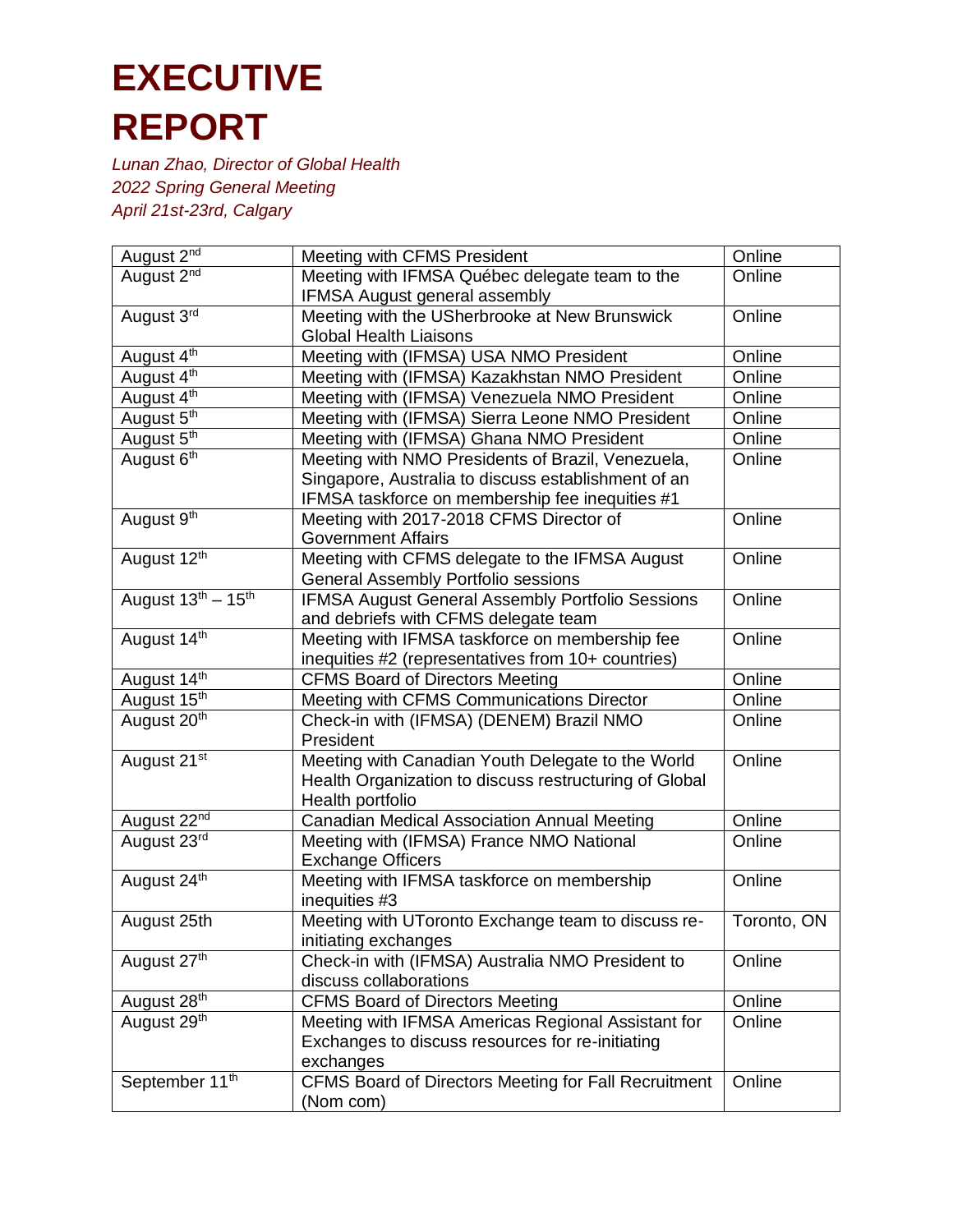# EXECUTIVE REPORT

*Lunan Zhao, Director of Global Health*
*2022 Spring General Meeting*
*April 21st-23rd, Calgary*

| | | |
|---|---|---|
| August 2nd | Meeting with CFMS President | Online |
| August 2nd | Meeting with IFMSA Québec delegate team to the IFMSA August general assembly | Online |
| August 3rd | Meeting with the USherbrooke at New Brunswick Global Health Liaisons | Online |
| August 4th | Meeting with (IFMSA) USA NMO President | Online |
| August 4th | Meeting with (IFMSA) Kazakhstan NMO President | Online |
| August 4th | Meeting with (IFMSA) Venezuela NMO President | Online |
| August 5th | Meeting with (IFMSA) Sierra Leone NMO President | Online |
| August 5th | Meeting with (IFMSA) Ghana NMO President | Online |
| August 6th | Meeting with NMO Presidents of Brazil, Venezuela, Singapore, Australia to discuss establishment of an IFMSA taskforce on membership fee inequities #1 | Online |
| August 9th | Meeting with 2017-2018 CFMS Director of Government Affairs | Online |
| August 12th | Meeting with CFMS delegate to the IFMSA August General Assembly Portfolio sessions | Online |
| August 13th – 15th | IFMSA August General Assembly Portfolio Sessions and debriefs with CFMS delegate team | Online |
| August 14th | Meeting with IFMSA taskforce on membership fee inequities #2 (representatives from 10+ countries) | Online |
| August 14th | CFMS Board of Directors Meeting | Online |
| August 15th | Meeting with CFMS Communications Director | Online |
| August 20th | Check-in with (IFMSA) (DENEM) Brazil NMO President | Online |
| August 21st | Meeting with Canadian Youth Delegate to the World Health Organization to discuss restructuring of Global Health portfolio | Online |
| August 22nd | Canadian Medical Association Annual Meeting | Online |
| August 23rd | Meeting with (IFMSA) France NMO National Exchange Officers | Online |
| August 24th | Meeting with IFMSA taskforce on membership inequities #3 | Online |
| August 25th | Meeting with UToronto Exchange team to discuss re-initiating exchanges | Toronto, ON |
| August 27th | Check-in with (IFMSA) Australia NMO President to discuss collaborations | Online |
| August 28th | CFMS Board of Directors Meeting | Online |
| August 29th | Meeting with IFMSA Americas Regional Assistant for Exchanges to discuss resources for re-initiating exchanges | Online |
| September 11th | CFMS Board of Directors Meeting for Fall Recruitment (Nom com) | Online |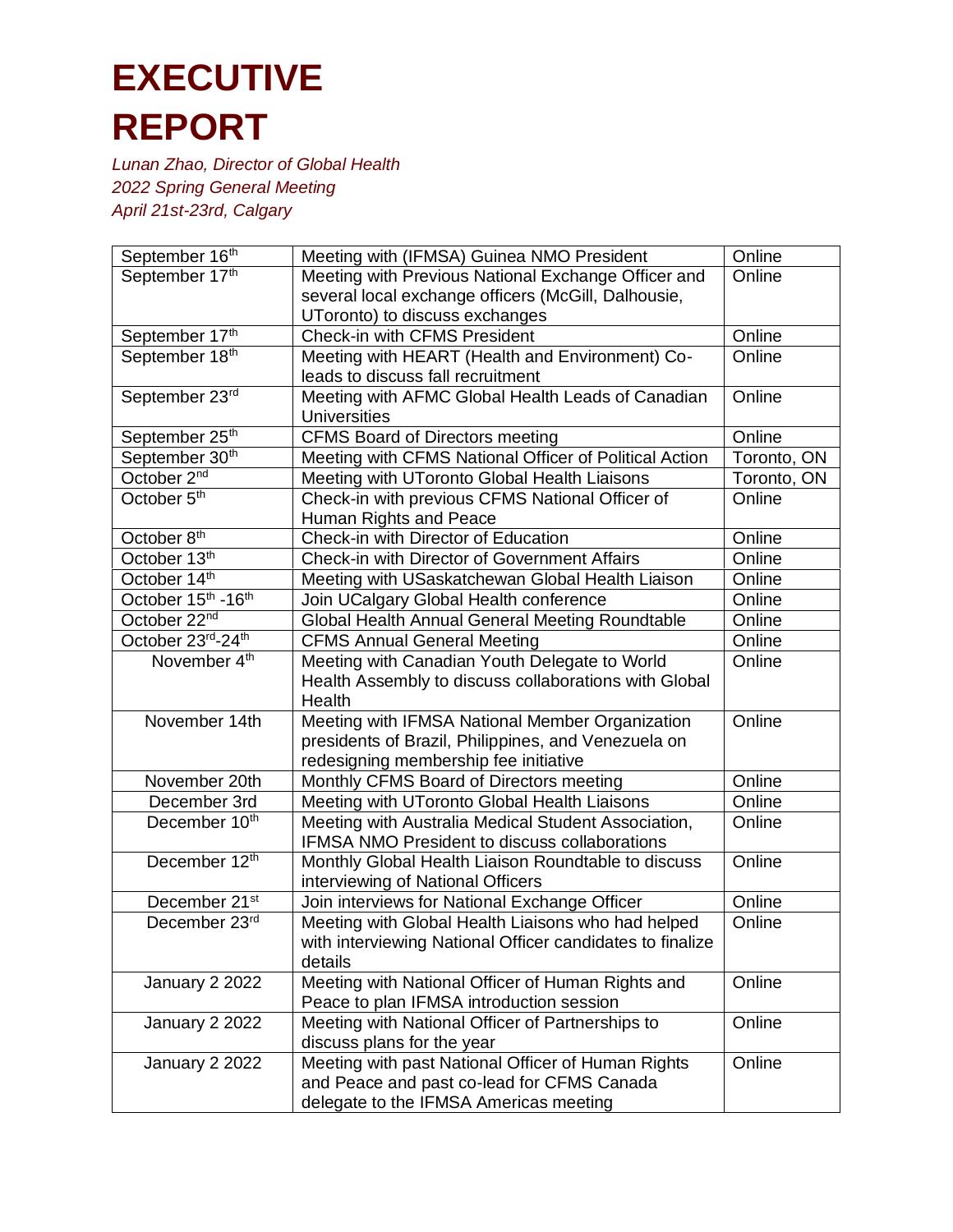# EXECUTIVE REPORT

*Lunan Zhao, Director of Global Health*
*2022 Spring General Meeting*
*April 21st-23rd, Calgary*

| | | |
|---|---|---|
| September 16th | Meeting with (IFMSA) Guinea NMO President | Online |
| September 17th | Meeting with Previous National Exchange Officer and several local exchange officers (McGill, Dalhousie, UToronto) to discuss exchanges | Online |
| September 17th | Check-in with CFMS President | Online |
| September 18th | Meeting with HEART (Health and Environment) Co-leads to discuss fall recruitment | Online |
| September 23rd | Meeting with AFMC Global Health Leads of Canadian Universities | Online |
| September 25th | CFMS Board of Directors meeting | Online |
| September 30th | Meeting with CFMS National Officer of Political Action | Toronto, ON |
| October 2nd | Meeting with UToronto Global Health Liaisons | Toronto, ON |
| October 5th | Check-in with previous CFMS National Officer of Human Rights and Peace | Online |
| October 8th | Check-in with Director of Education | Online |
| October 13th | Check-in with Director of Government Affairs | Online |
| October 14th | Meeting with USaskatchewan Global Health Liaison | Online |
| October 15th -16th | Join UCalgary Global Health conference | Online |
| October 22nd | Global Health Annual General Meeting Roundtable | Online |
| October 23rd-24th | CFMS Annual General Meeting | Online |
| November 4th | Meeting with Canadian Youth Delegate to World Health Assembly to discuss collaborations with Global Health | Online |
| November 14th | Meeting with IFMSA National Member Organization presidents of Brazil, Philippines, and Venezuela on redesigning membership fee initiative | Online |
| November 20th | Monthly CFMS Board of Directors meeting | Online |
| December 3rd | Meeting with UToronto Global Health Liaisons | Online |
| December 10th | Meeting with Australia Medical Student Association, IFMSA NMO President to discuss collaborations | Online |
| December 12th | Monthly Global Health Liaison Roundtable to discuss interviewing of National Officers | Online |
| December 21st | Join interviews for National Exchange Officer | Online |
| December 23rd | Meeting with Global Health Liaisons who had helped with interviewing National Officer candidates to finalize details | Online |
| January 2 2022 | Meeting with National Officer of Human Rights and Peace to plan IFMSA introduction session | Online |
| January 2 2022 | Meeting with National Officer of Partnerships to discuss plans for the year | Online |
| January 2 2022 | Meeting with past National Officer of Human Rights and Peace and past co-lead for CFMS Canada delegate to the IFMSA Americas meeting | Online |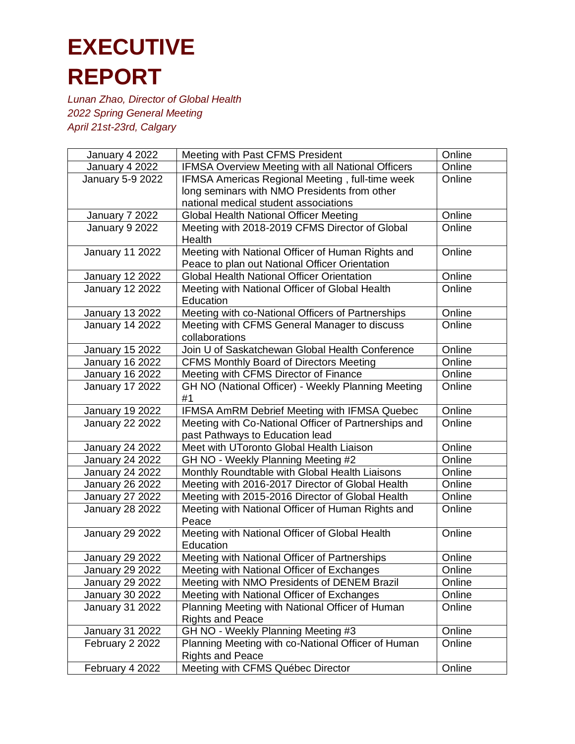# EXECUTIVE REPORT

*Lunan Zhao, Director of Global Health*
*2022 Spring General Meeting*
*April 21st-23rd, Calgary*

| | | |
|---|---|---|
| January 4 2022 | Meeting with Past CFMS President | Online |
| January 4 2022 | IFMSA Overview Meeting with all National Officers | Online |
| January 5-9 2022 | IFMSA Americas Regional Meeting , full-time week long seminars with NMO Presidents from other national medical student associations | Online |
| January 7 2022 | Global Health National Officer Meeting | Online |
| January 9 2022 | Meeting with 2018-2019 CFMS Director of Global Health | Online |
| January 11 2022 | Meeting with National Officer of Human Rights and Peace to plan out National Officer Orientation | Online |
| January 12 2022 | Global Health National Officer Orientation | Online |
| January 12 2022 | Meeting with National Officer of Global Health Education | Online |
| January 13 2022 | Meeting with co-National Officers of Partnerships | Online |
| January 14 2022 | Meeting with CFMS General Manager to discuss collaborations | Online |
| January 15 2022 | Join U of Saskatchewan Global Health Conference | Online |
| January 16 2022 | CFMS Monthly Board of Directors Meeting | Online |
| January 16 2022 | Meeting with CFMS Director of Finance | Online |
| January 17 2022 | GH NO (National Officer) - Weekly Planning Meeting #1 | Online |
| January 19 2022 | IFMSA AmRM Debrief Meeting with IFMSA Quebec | Online |
| January 22 2022 | Meeting with Co-National Officer of Partnerships and past Pathways to Education lead | Online |
| January 24 2022 | Meet with UToronto Global Health Liaison | Online |
| January 24 2022 | GH NO - Weekly Planning Meeting #2 | Online |
| January 24 2022 | Monthly Roundtable with Global Health Liaisons | Online |
| January 26 2022 | Meeting with 2016-2017 Director of Global Health | Online |
| January 27 2022 | Meeting with 2015-2016 Director of Global Health | Online |
| January 28 2022 | Meeting with National Officer of Human Rights and Peace | Online |
| January 29 2022 | Meeting with National Officer of Global Health Education | Online |
| January 29 2022 | Meeting with National Officer of Partnerships | Online |
| January 29 2022 | Meeting with National Officer of Exchanges | Online |
| January 29 2022 | Meeting with NMO Presidents of DENEM Brazil | Online |
| January 30 2022 | Meeting with National Officer of Exchanges | Online |
| January 31 2022 | Planning Meeting with National Officer of Human Rights and Peace | Online |
| January 31 2022 | GH NO - Weekly Planning Meeting #3 | Online |
| February 2 2022 | Planning Meeting with co-National Officer of Human Rights and Peace | Online |
| February 4 2022 | Meeting with CFMS Québec Director | Online |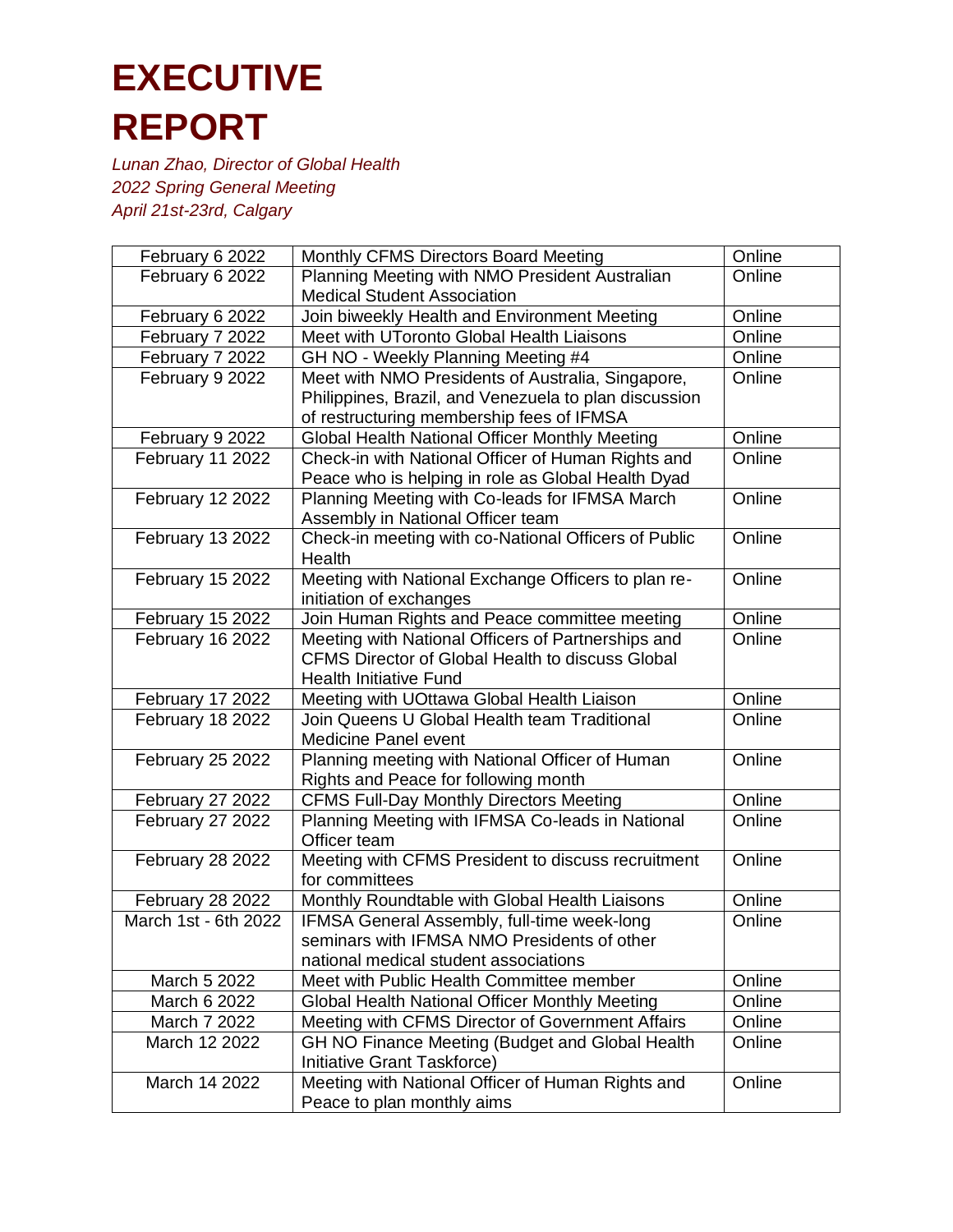# EXECUTIVE REPORT

*Lunan Zhao, Director of Global Health*
*2022 Spring General Meeting*
*April 21st-23rd, Calgary*

| | | |
|---|---|---|
| February 6 2022 | Monthly CFMS Directors Board Meeting | Online |
| February 6 2022 | Planning Meeting with NMO President Australian Medical Student Association | Online |
| February 6 2022 | Join biweekly Health and Environment Meeting | Online |
| February 7 2022 | Meet with UToronto Global Health Liaisons | Online |
| February 7 2022 | GH NO - Weekly Planning Meeting #4 | Online |
| February 9 2022 | Meet with NMO Presidents of Australia, Singapore, Philippines, Brazil, and Venezuela to plan discussion of restructuring membership fees of IFMSA | Online |
| February 9 2022 | Global Health National Officer Monthly Meeting | Online |
| February 11 2022 | Check-in with National Officer of Human Rights and Peace who is helping in role as Global Health Dyad | Online |
| February 12 2022 | Planning Meeting with Co-leads for IFMSA March Assembly in National Officer team | Online |
| February 13 2022 | Check-in meeting with co-National Officers of Public Health | Online |
| February 15 2022 | Meeting with National Exchange Officers to plan re-initiation of exchanges | Online |
| February 15 2022 | Join Human Rights and Peace committee meeting | Online |
| February 16 2022 | Meeting with National Officers of Partnerships and CFMS Director of Global Health to discuss Global Health Initiative Fund | Online |
| February 17 2022 | Meeting with UOttawa Global Health Liaison | Online |
| February 18 2022 | Join Queens U Global Health team Traditional Medicine Panel event | Online |
| February 25 2022 | Planning meeting with National Officer of Human Rights and Peace for following month | Online |
| February 27 2022 | CFMS Full-Day Monthly Directors Meeting | Online |
| February 27 2022 | Planning Meeting with IFMSA Co-leads in National Officer team | Online |
| February 28 2022 | Meeting with CFMS President to discuss recruitment for committees | Online |
| February 28 2022 | Monthly Roundtable with Global Health Liaisons | Online |
| March 1st - 6th 2022 | IFMSA General Assembly, full-time week-long seminars with IFMSA NMO Presidents of other national medical student associations | Online |
| March 5 2022 | Meet with Public Health Committee member | Online |
| March 6 2022 | Global Health National Officer Monthly Meeting | Online |
| March 7 2022 | Meeting with CFMS Director of Government Affairs | Online |
| March 12 2022 | GH NO Finance Meeting (Budget and Global Health Initiative Grant Taskforce) | Online |
| March 14 2022 | Meeting with National Officer of Human Rights and Peace to plan monthly aims | Online |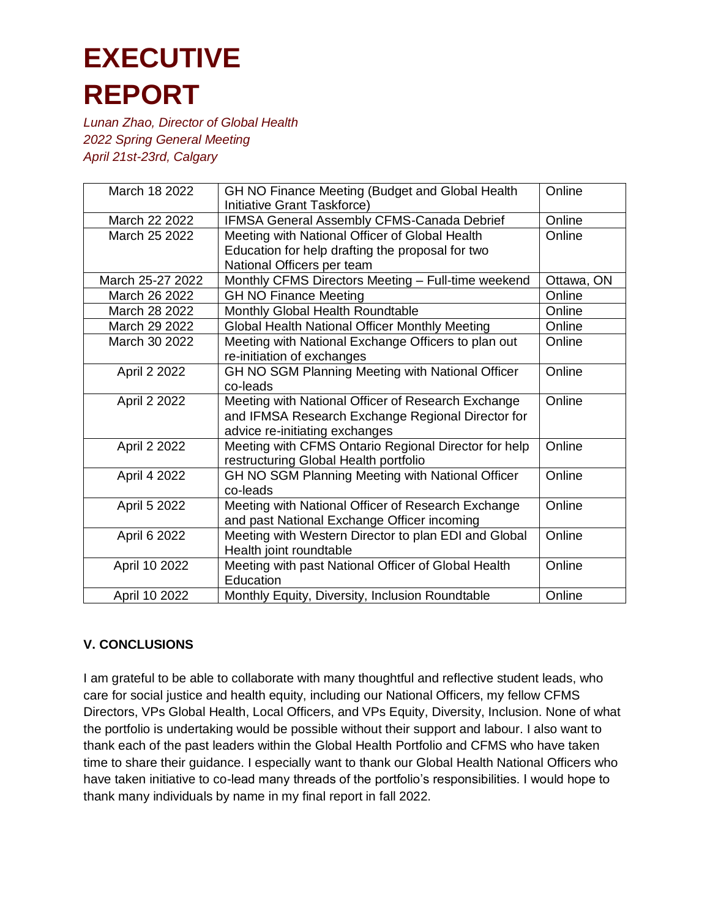# EXECUTIVE REPORT

*Lunan Zhao, Director of Global Health*
*2022 Spring General Meeting*
*April 21st-23rd, Calgary*

| March 18 2022 | GH NO Finance Meeting (Budget and Global Health Initiative Grant Taskforce) | Online |
|---|---|---|
| March 22 2022 | IFMSA General Assembly CFMS-Canada Debrief | Online |
| March 25 2022 | Meeting with National Officer of Global Health Education for help drafting the proposal for two National Officers per team | Online |
| March 25-27 2022 | Monthly CFMS Directors Meeting – Full-time weekend | Ottawa, ON |
| March 26 2022 | GH NO Finance Meeting | Online |
| March 28 2022 | Monthly Global Health Roundtable | Online |
| March 29 2022 | Global Health National Officer Monthly Meeting | Online |
| March 30 2022 | Meeting with National Exchange Officers to plan out re-initiation of exchanges | Online |
| April 2 2022 | GH NO SGM Planning Meeting with National Officer co-leads | Online |
| April 2 2022 | Meeting with National Officer of Research Exchange and IFMSA Research Exchange Regional Director for advice re-initiating exchanges | Online |
| April 2 2022 | Meeting with CFMS Ontario Regional Director for help restructuring Global Health portfolio | Online |
| April 4 2022 | GH NO SGM Planning Meeting with National Officer co-leads | Online |
| April 5 2022 | Meeting with National Officer of Research Exchange and past National Exchange Officer incoming | Online |
| April 6 2022 | Meeting with Western Director to plan EDI and Global Health joint roundtable | Online |
| April 10 2022 | Meeting with past National Officer of Global Health Education | Online |
| April 10 2022 | Monthly Equity, Diversity, Inclusion Roundtable | Online |

### V. CONCLUSIONS

I am grateful to be able to collaborate with many thoughtful and reflective student leads, who care for social justice and health equity, including our National Officers, my fellow CFMS Directors, VPs Global Health, Local Officers, and VPs Equity, Diversity, Inclusion. None of what the portfolio is undertaking would be possible without their support and labour. I also want to thank each of the past leaders within the Global Health Portfolio and CFMS who have taken time to share their guidance. I especially want to thank our Global Health National Officers who have taken initiative to co-lead many threads of the portfolio's responsibilities. I would hope to thank many individuals by name in my final report in fall 2022.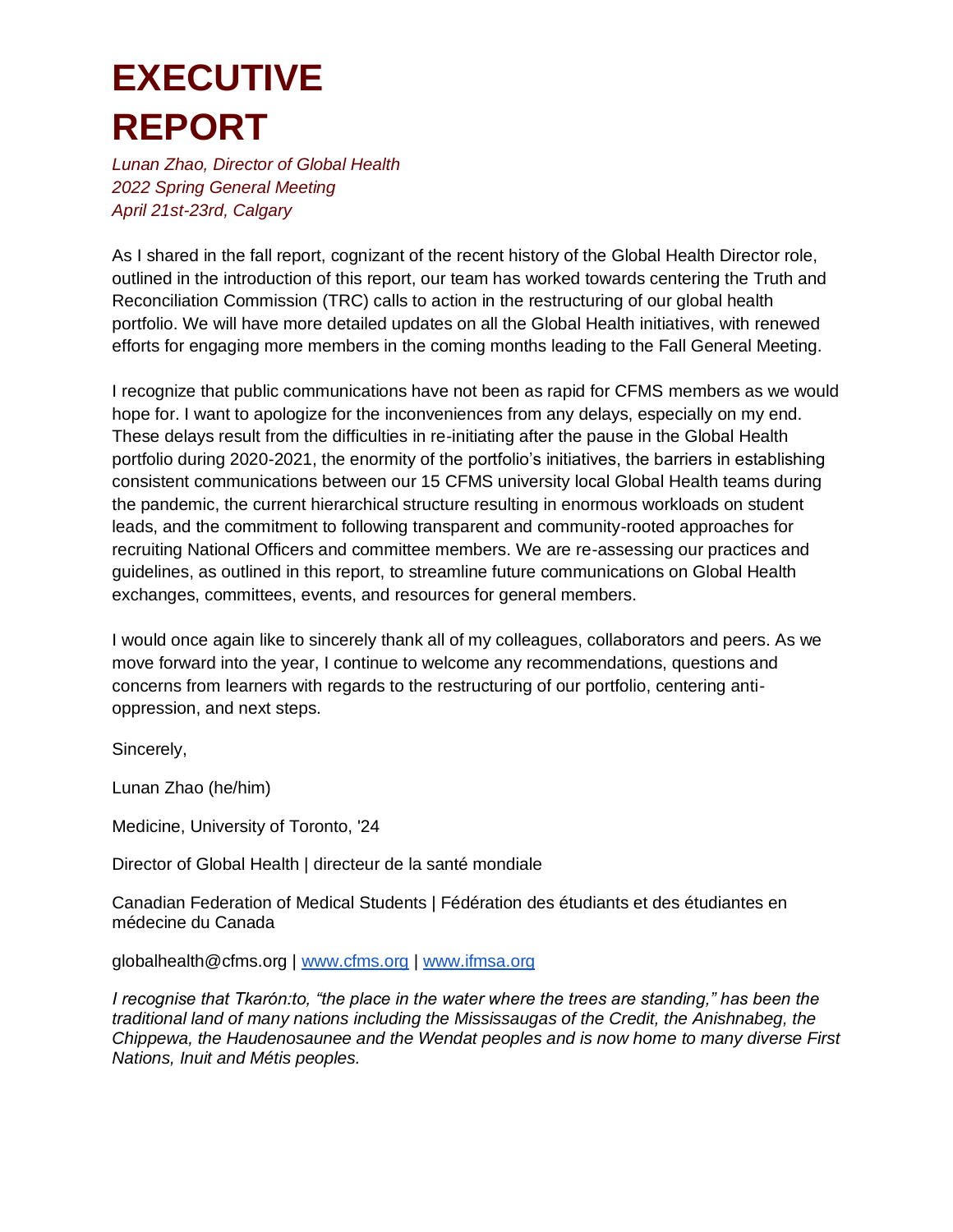# EXECUTIVE REPORT

*Lunan Zhao, Director of Global Health*
*2022 Spring General Meeting*
*April 21st-23rd, Calgary*

As I shared in the fall report, cognizant of the recent history of the Global Health Director role, outlined in the introduction of this report, our team has worked towards centering the Truth and Reconciliation Commission (TRC) calls to action in the restructuring of our global health portfolio. We will have more detailed updates on all the Global Health initiatives, with renewed efforts for engaging more members in the coming months leading to the Fall General Meeting.

I recognize that public communications have not been as rapid for CFMS members as we would hope for. I want to apologize for the inconveniences from any delays, especially on my end. These delays result from the difficulties in re-initiating after the pause in the Global Health portfolio during 2020-2021, the enormity of the portfolio's initiatives, the barriers in establishing consistent communications between our 15 CFMS university local Global Health teams during the pandemic, the current hierarchical structure resulting in enormous workloads on student leads, and the commitment to following transparent and community-rooted approaches for recruiting National Officers and committee members. We are re-assessing our practices and guidelines, as outlined in this report, to streamline future communications on Global Health exchanges, committees, events, and resources for general members.

I would once again like to sincerely thank all of my colleagues, collaborators and peers. As we move forward into the year, I continue to welcome any recommendations, questions and concerns from learners with regards to the restructuring of our portfolio, centering anti-oppression, and next steps.

Sincerely,

Lunan Zhao (he/him)

Medicine, University of Toronto, '24

Director of Global Health | directeur de la santé mondiale

Canadian Federation of Medical Students | Fédération des étudiants et des étudiantes en médecine du Canada

globalhealth@cfms.org | [www.cfms.org](http://www.cfms.org) | [www.ifmsa.org](http://www.ifmsa.org)

*I recognise that Tkarón:to, "the place in the water where the trees are standing," has been the traditional land of many nations including the Mississaugas of the Credit, the Anishnabeg, the Chippewa, the Haudenosaunee and the Wendat peoples and is now home to many diverse First Nations, Inuit and Métis peoples.*